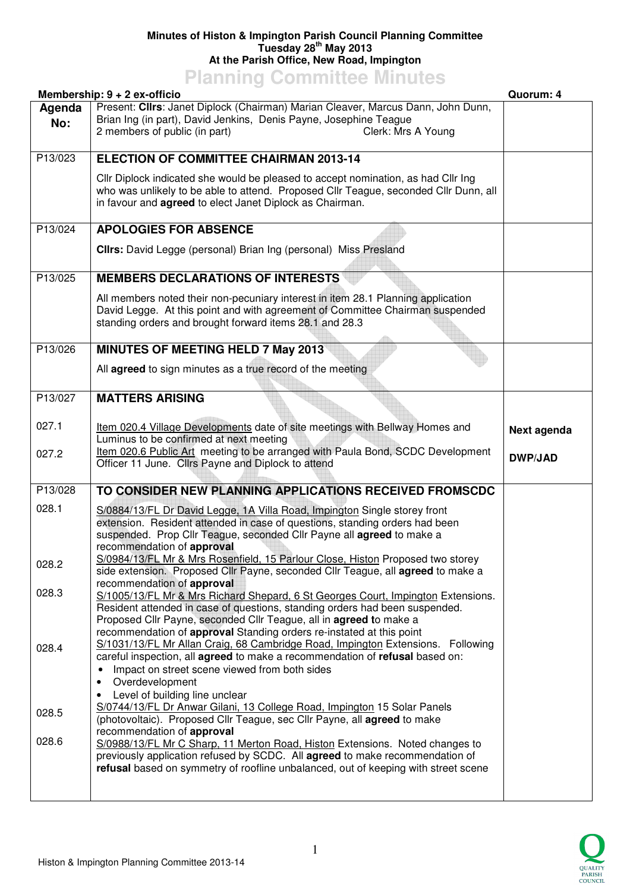**Minutes of Histon & Impington Parish Council Planning Committee**
**Tuesday 28th May 2013**
**At the Parish Office, New Road, Impington**

# Planning Committee Minutes

**Membership: 9 + 2 ex-officio** | **Quorum: 4**

| Agenda No: | | |
|---|---|---|
| | Present: **Cllrs**: Janet Diplock (Chairman) Marian Cleaver, Marcus Dann, John Dunn, Brian Ing (in part), David Jenkins, Denis Payne, Josephine Teague<br>2 members of public (in part) Clerk: Mrs A Young | |
| P13/023 | **ELECTION OF COMMITTEE CHAIRMAN 2013-14**<br><br>Cllr Diplock indicated she would be pleased to accept nomination, as had Cllr Ing who was unlikely to be able to attend. Proposed Cllr Teague, seconded Cllr Dunn, all in favour and **agreed** to elect Janet Diplock as Chairman. | |
| P13/024 | **APOLOGIES FOR ABSENCE**<br><br>**Cllrs:** David Legge (personal) Brian Ing (personal) Miss Presland | |
| P13/025 | **MEMBERS DECLARATIONS OF INTERESTS**<br><br>All members noted their non-pecuniary interest in item 28.1 Planning application David Legge. At this point and with agreement of Committee Chairman suspended standing orders and brought forward items 28.1 and 28.3 | |
| P13/026 | **MINUTES OF MEETING HELD 7 May 2013**<br><br>All **agreed** to sign minutes as a true record of the meeting | |
| P13/027 | **MATTERS ARISING** | |
| 027.1 | Item 020.4 Village Developments date of site meetings with Bellway Homes and Luminus to be confirmed at next meeting | **Next agenda** |
| 027.2 | Item 020.6 Public Art meeting to be arranged with Paula Bond, SCDC Development Officer 11 June. Cllrs Payne and Diplock to attend | **DWP/JAD** |
| P13/028 | **TO CONSIDER NEW PLANNING APPLICATIONS RECEIVED FROMSCDC** | |
| 028.1 | S/0884/13/FL Dr David Legge, 1A Villa Road, Impington Single storey front extension. Resident attended in case of questions, standing orders had been suspended. Prop Cllr Teague, seconded Cllr Payne all **agreed** to make a recommendation of **approval** | |
| 028.2 | S/0984/13/FL Mr & Mrs Rosenfield, 15 Parlour Close, Histon Proposed two storey side extension. Proposed Cllr Payne, seconded Cllr Teague, all **agreed** to make a recommendation of **approval** | |
| 028.3 | S/1005/13/FL Mr & Mrs Richard Shepard, 6 St Georges Court, Impington Extensions. Resident attended in case of questions, standing orders had been suspended. Proposed Cllr Payne, seconded Cllr Teague, all in **agreed t**o make a recommendation of **approval** Standing orders re-instated at this point | |
| 028.4 | S/1031/13/FL Mr Allan Craig, 68 Cambridge Road, Impington Extensions. Following careful inspection, all **agreed** to make a recommendation of **refusal** based on:<br>• Impact on street scene viewed from both sides<br>• Overdevelopment<br>• Level of building line unclear | |
| 028.5 | S/0744/13/FL Dr Anwar Gilani, 13 College Road, Impington 15 Solar Panels (photovoltaic). Proposed Cllr Teague, sec Cllr Payne, all **agreed** to make recommendation of **approval** | |
| 028.6 | S/0988/13/FL Mr C Sharp, 11 Merton Road, Histon Extensions. Noted changes to previously application refused by SCDC. All **agreed** to make recommendation of **refusal** based on symmetry of roofline unbalanced, out of keeping with street scene | |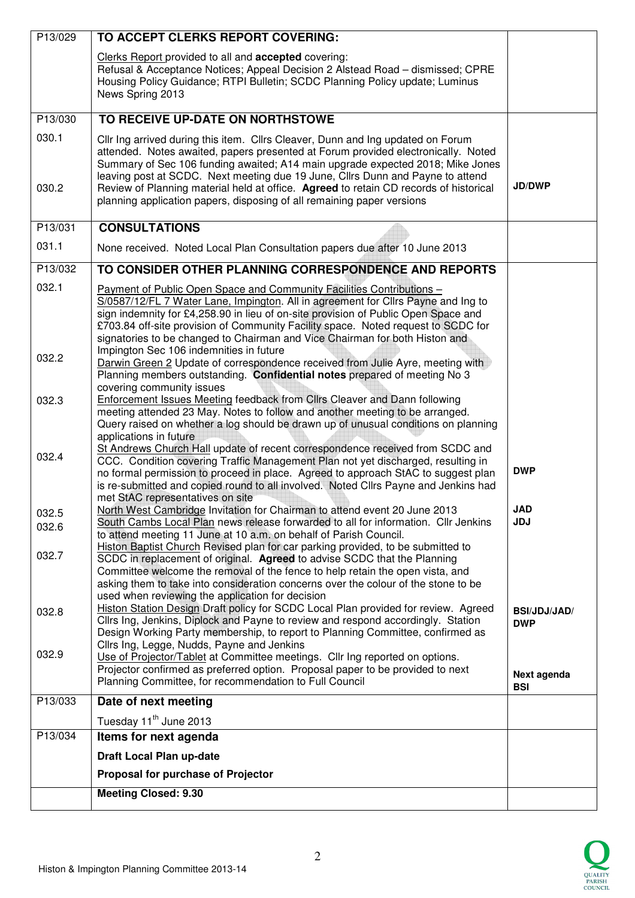| | | |
|---|---|---|
| P13/029 | **TO ACCEPT CLERKS REPORT COVERING:** | |
| | Clerks Report provided to all and **accepted** covering: Refusal & Acceptance Notices; Appeal Decision 2 Alstead Road – dismissed; CPRE Housing Policy Guidance; RTPI Bulletin; SCDC Planning Policy update; Luminus News Spring 2013 | |
| P13/030 | **TO RECEIVE UP-DATE ON NORTHSTOWE** | |
| 030.1 | Cllr Ing arrived during this item. Cllrs Cleaver, Dunn and Ing updated on Forum attended. Notes awaited, papers presented at Forum provided electronically. Noted Summary of Sec 106 funding awaited; A14 main upgrade expected 2018; Mike Jones leaving post at SCDC. Next meeting due 19 June, Cllrs Dunn and Payne to attend | |
| 030.2 | Review of Planning material held at office. **Agreed** to retain CD records of historical planning application papers, disposing of all remaining paper versions | **JD/DWP** |
| P13/031 | **CONSULTATIONS** | |
| 031.1 | None received. Noted Local Plan Consultation papers due after 10 June 2013 | |
| P13/032 | **TO CONSIDER OTHER PLANNING CORRESPONDENCE AND REPORTS** | |
| 032.1 | Payment of Public Open Space and Community Facilities Contributions – S/0587/12/FL 7 Water Lane, Impington. All in agreement for Cllrs Payne and Ing to sign indemnity for £4,258.90 in lieu of on-site provision of Public Open Space and £703.84 off-site provision of Community Facility space. Noted request to SCDC for signatories to be changed to Chairman and Vice Chairman for both Histon and Impington Sec 106 indemnities in future | |
| 032.2 | Darwin Green 2 Update of correspondence received from Julie Ayre, meeting with Planning members outstanding. **Confidential notes** prepared of meeting No 3 covering community issues | |
| 032.3 | Enforcement Issues Meeting feedback from Cllrs Cleaver and Dann following meeting attended 23 May. Notes to follow and another meeting to be arranged. Query raised on whether a log should be drawn up of unusual conditions on planning applications in future | |
| 032.4 | St Andrews Church Hall update of recent correspondence received from SCDC and CCC. Condition covering Traffic Management Plan not yet discharged, resulting in no formal permission to proceed in place. Agreed to approach StAC to suggest plan is re-submitted and copied round to all involved. Noted Cllrs Payne and Jenkins had met StAC representatives on site | **DWP** |
| 032.5 | North West Cambridge Invitation for Chairman to attend event 20 June 2013 | **JAD** |
| 032.6 | South Cambs Local Plan news release forwarded to all for information. Cllr Jenkins to attend meeting 11 June at 10 a.m. on behalf of Parish Council. | **JDJ** |
| 032.7 | Histon Baptist Church Revised plan for car parking provided, to be submitted to SCDC in replacement of original. **Agreed** to advise SCDC that the Planning Committee welcome the removal of the fence to help retain the open vista, and asking them to take into consideration concerns over the colour of the stone to be used when reviewing the application for decision | |
| 032.8 | Histon Station Design Draft policy for SCDC Local Plan provided for review. Agreed Cllrs Ing, Jenkins, Diplock and Payne to review and respond accordingly. Station Design Working Party membership, to report to Planning Committee, confirmed as Cllrs Ing, Legge, Nudds, Payne and Jenkins | **BSI/JDJ/JAD/ DWP** |
| 032.9 | Use of Projector/Tablet at Committee meetings. Cllr Ing reported on options. Projector confirmed as preferred option. Proposal paper to be provided to next Planning Committee, for recommendation to Full Council | **Next agenda BSI** |
| P13/033 | **Date of next meeting** | |
| | Tuesday 11th June 2013 | |
| P13/034 | **Items for next agenda** | |
| | **Draft Local Plan up-date** | |
| | **Proposal for purchase of Projector** | |
| | **Meeting Closed: 9.30** | |